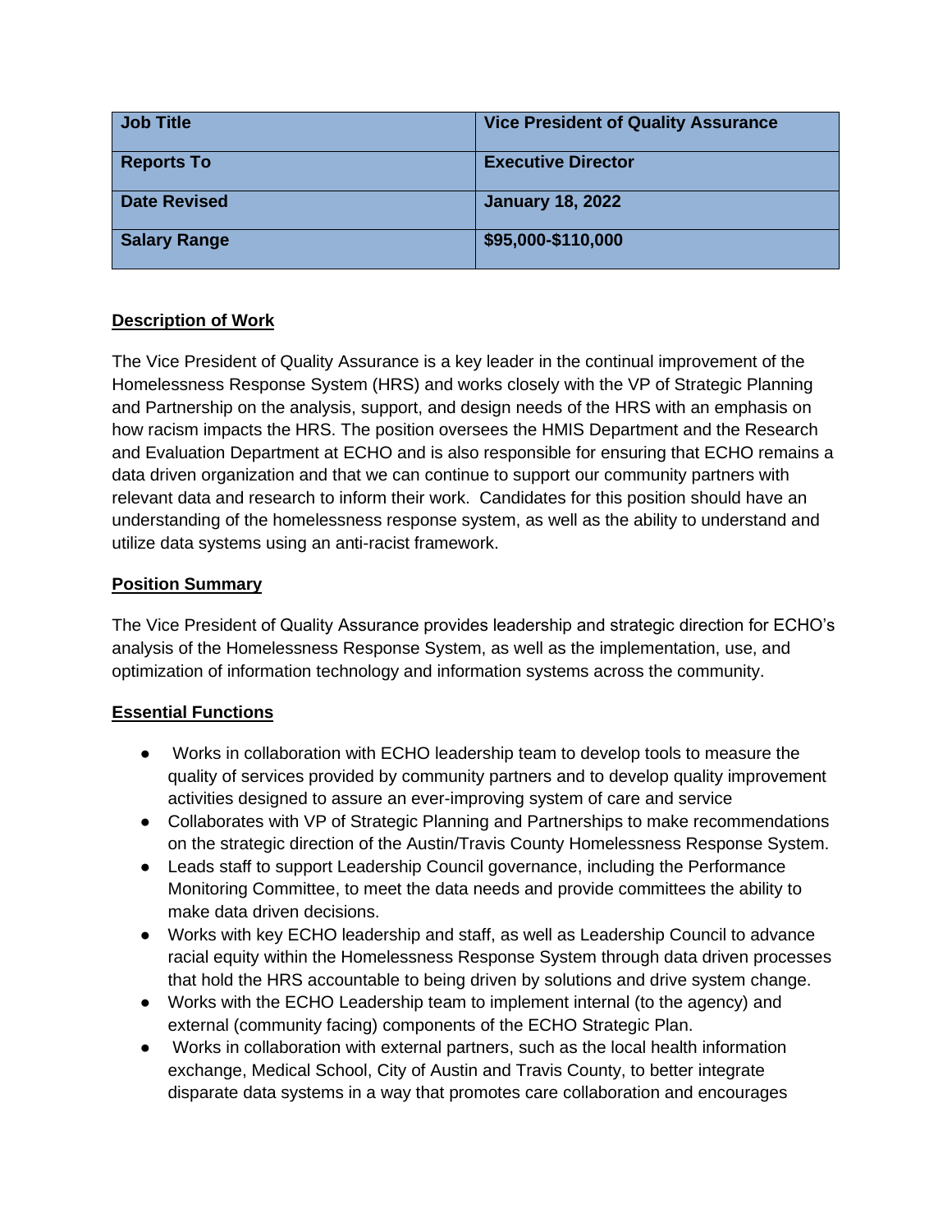| **Job Title** | **Vice President of Quality Assurance** |
| --- | --- |
| **Reports To** | **Executive Director** |
| **Date Revised** | **January 18, 2022** |
| **Salary Range** | **$95,000-$110,000** |

**Description of Work**

The Vice President of Quality Assurance is a key leader in the continual improvement of the Homelessness Response System (HRS) and works closely with the VP of Strategic Planning and Partnership on the analysis, support, and design needs of the HRS with an emphasis on how racism impacts the HRS. The position oversees the HMIS Department and the Research and Evaluation Department at ECHO and is also responsible for ensuring that ECHO remains a data driven organization and that we can continue to support our community partners with relevant data and research to inform their work. Candidates for this position should have an understanding of the homelessness response system, as well as the ability to understand and utilize data systems using an anti-racist framework.

**Position Summary**

The Vice President of Quality Assurance provides leadership and strategic direction for ECHO's analysis of the Homelessness Response System, as well as the implementation, use, and optimization of information technology and information systems across the community.

**Essential Functions**

- Works in collaboration with ECHO leadership team to develop tools to measure the quality of services provided by community partners and to develop quality improvement activities designed to assure an ever-improving system of care and service
- Collaborates with VP of Strategic Planning and Partnerships to make recommendations on the strategic direction of the Austin/Travis County Homelessness Response System.
- Leads staff to support Leadership Council governance, including the Performance Monitoring Committee, to meet the data needs and provide committees the ability to make data driven decisions.
- Works with key ECHO leadership and staff, as well as Leadership Council to advance racial equity within the Homelessness Response System through data driven processes that hold the HRS accountable to being driven by solutions and drive system change.
- Works with the ECHO Leadership team to implement internal (to the agency) and external (community facing) components of the ECHO Strategic Plan.
- Works in collaboration with external partners, such as the local health information exchange, Medical School, City of Austin and Travis County, to better integrate disparate data systems in a way that promotes care collaboration and encourages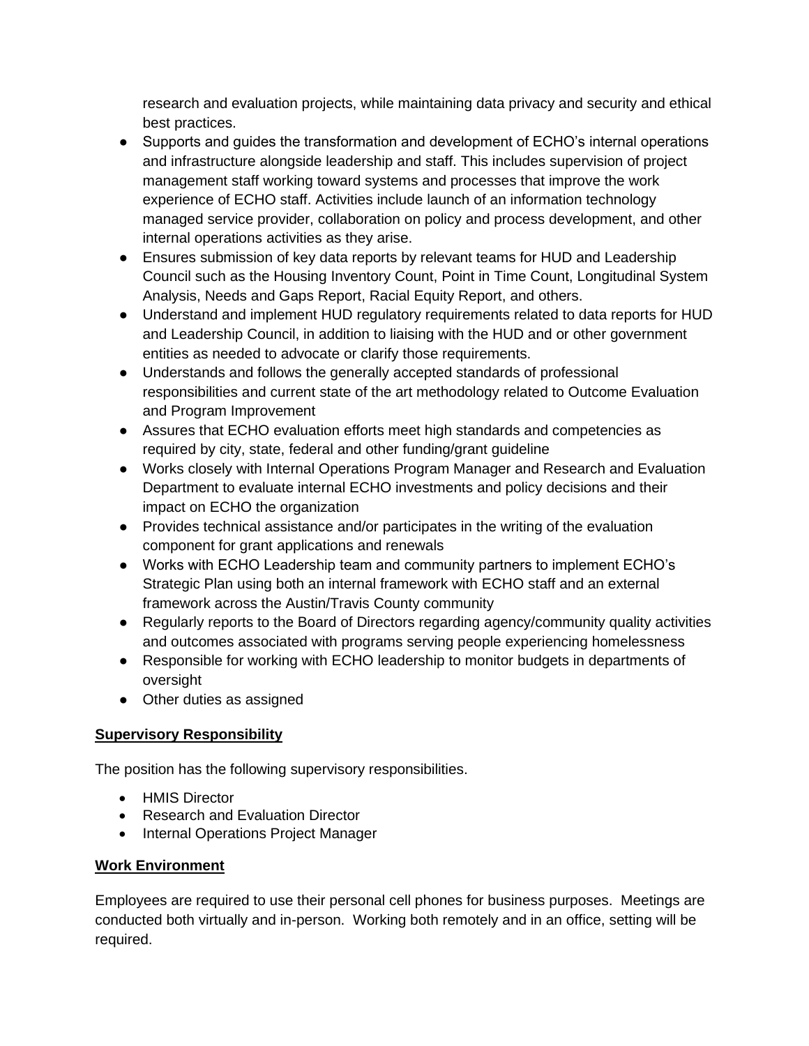research and evaluation projects, while maintaining data privacy and security and ethical best practices.

- Supports and guides the transformation and development of ECHO's internal operations and infrastructure alongside leadership and staff. This includes supervision of project management staff working toward systems and processes that improve the work experience of ECHO staff. Activities include launch of an information technology managed service provider, collaboration on policy and process development, and other internal operations activities as they arise.
- Ensures submission of key data reports by relevant teams for HUD and Leadership Council such as the Housing Inventory Count, Point in Time Count, Longitudinal System Analysis, Needs and Gaps Report, Racial Equity Report, and others.
- Understand and implement HUD regulatory requirements related to data reports for HUD and Leadership Council, in addition to liaising with the HUD and or other government entities as needed to advocate or clarify those requirements.
- Understands and follows the generally accepted standards of professional responsibilities and current state of the art methodology related to Outcome Evaluation and Program Improvement
- Assures that ECHO evaluation efforts meet high standards and competencies as required by city, state, federal and other funding/grant guideline
- Works closely with Internal Operations Program Manager and Research and Evaluation Department to evaluate internal ECHO investments and policy decisions and their impact on ECHO the organization
- Provides technical assistance and/or participates in the writing of the evaluation component for grant applications and renewals
- Works with ECHO Leadership team and community partners to implement ECHO's Strategic Plan using both an internal framework with ECHO staff and an external framework across the Austin/Travis County community
- Regularly reports to the Board of Directors regarding agency/community quality activities and outcomes associated with programs serving people experiencing homelessness
- Responsible for working with ECHO leadership to monitor budgets in departments of oversight
- Other duties as assigned

**Supervisory Responsibility**

The position has the following supervisory responsibilities.

- HMIS Director
- Research and Evaluation Director
- Internal Operations Project Manager

**Work Environment**

Employees are required to use their personal cell phones for business purposes. Meetings are conducted both virtually and in-person. Working both remotely and in an office, setting will be required.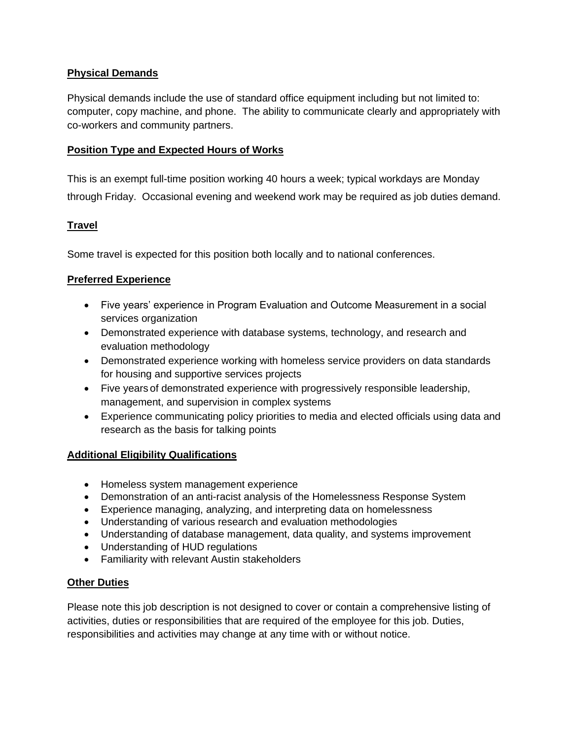## Physical Demands

Physical demands include the use of standard office equipment including but not limited to: computer, copy machine, and phone. The ability to communicate clearly and appropriately with co-workers and community partners.

## Position Type and Expected Hours of Works

This is an exempt full-time position working 40 hours a week; typical workdays are Monday through Friday. Occasional evening and weekend work may be required as job duties demand.

## Travel

Some travel is expected for this position both locally and to national conferences.

## Preferred Experience

- Five years' experience in Program Evaluation and Outcome Measurement in a social services organization
- Demonstrated experience with database systems, technology, and research and evaluation methodology
- Demonstrated experience working with homeless service providers on data standards for housing and supportive services projects
- Five years of demonstrated experience with progressively responsible leadership, management, and supervision in complex systems
- Experience communicating policy priorities to media and elected officials using data and research as the basis for talking points

## Additional Eligibility Qualifications

- Homeless system management experience
- Demonstration of an anti-racist analysis of the Homelessness Response System
- Experience managing, analyzing, and interpreting data on homelessness
- Understanding of various research and evaluation methodologies
- Understanding of database management, data quality, and systems improvement
- Understanding of HUD regulations
- Familiarity with relevant Austin stakeholders

## Other Duties

Please note this job description is not designed to cover or contain a comprehensive listing of activities, duties or responsibilities that are required of the employee for this job. Duties, responsibilities and activities may change at any time with or without notice.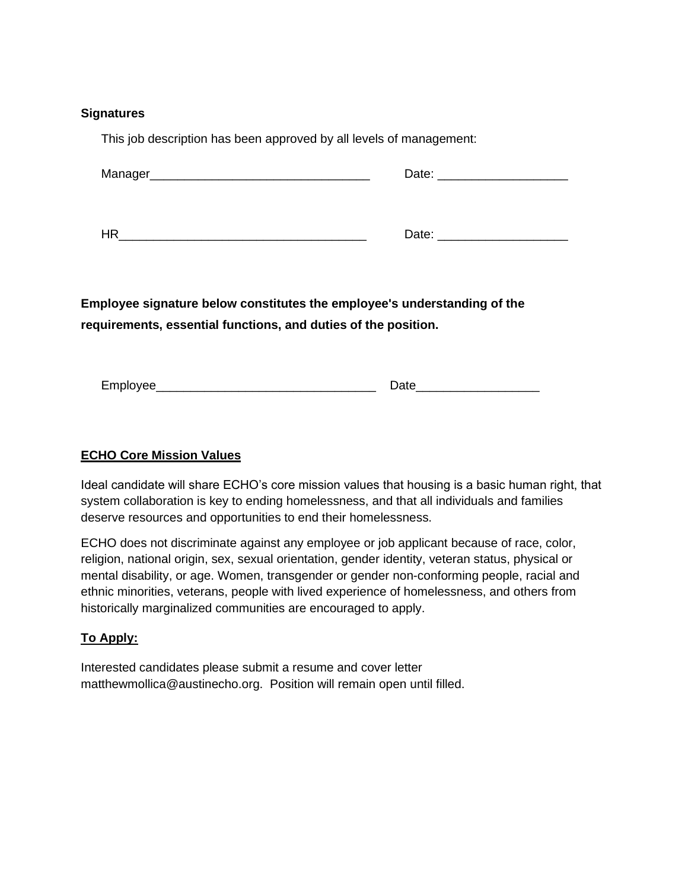**Signatures**

This job description has been approved by all levels of management:

Manager________________________________ Date: ___________________

HR____________________________________ Date: ___________________

**Employee signature below constitutes the employee's understanding of the requirements, essential functions, and duties of the position.**

Employee________________________________ Date__________________

**<u>ECHO Core Mission Values</u>**

Ideal candidate will share ECHO's core mission values that housing is a basic human right, that system collaboration is key to ending homelessness, and that all individuals and families deserve resources and opportunities to end their homelessness.

ECHO does not discriminate against any employee or job applicant because of race, color, religion, national origin, sex, sexual orientation, gender identity, veteran status, physical or mental disability, or age. Women, transgender or gender non-conforming people, racial and ethnic minorities, veterans, people with lived experience of homelessness, and others from historically marginalized communities are encouraged to apply.

**<u>To Apply:</u>**

Interested candidates please submit a resume and cover letter matthewmollica@austinecho.org. Position will remain open until filled.